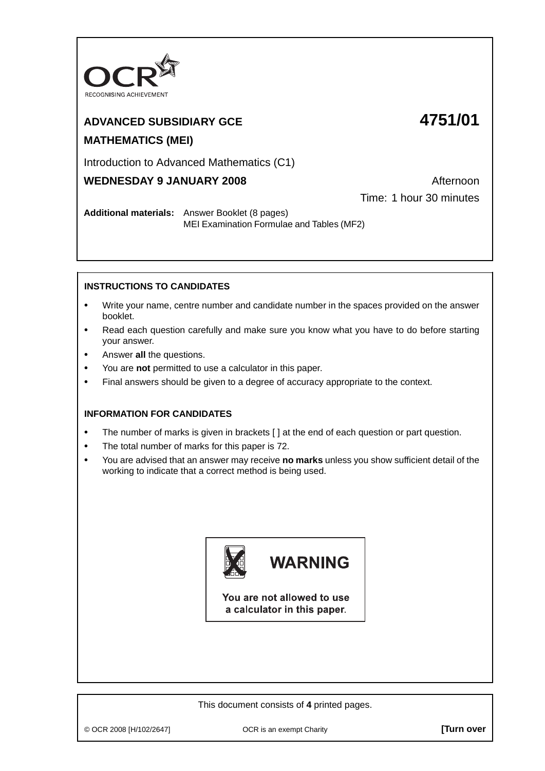OCR
RECOGNISING ACHIEVEMENT

**ADVANCED SUBSIDIARY GCE** **4751/01**

**MATHEMATICS (MEI)**

Introduction to Advanced Mathematics (C1)

**WEDNESDAY 9 JANUARY 2008** Afternoon

Time: 1 hour 30 minutes

**Additional materials:** Answer Booklet (8 pages)
MEI Examination Formulae and Tables (MF2)

**INSTRUCTIONS TO CANDIDATES**

- Write your name, centre number and candidate number in the spaces provided on the answer booklet.
- Read each question carefully and make sure you know what you have to do before starting your answer.
- Answer **all** the questions.
- You are **not** permitted to use a calculator in this paper.
- Final answers should be given to a degree of accuracy appropriate to the context.

**INFORMATION FOR CANDIDATES**

- The number of marks is given in brackets [ ] at the end of each question or part question.
- The total number of marks for this paper is 72.
- You are advised that an answer may receive **no marks** unless you show sufficient detail of the working to indicate that a correct method is being used.

**WARNING**

**You are not allowed to use a calculator in this paper.**

This document consists of **4** printed pages.

© OCR 2008 [H/102/2647] OCR is an exempt Charity **[Turn over**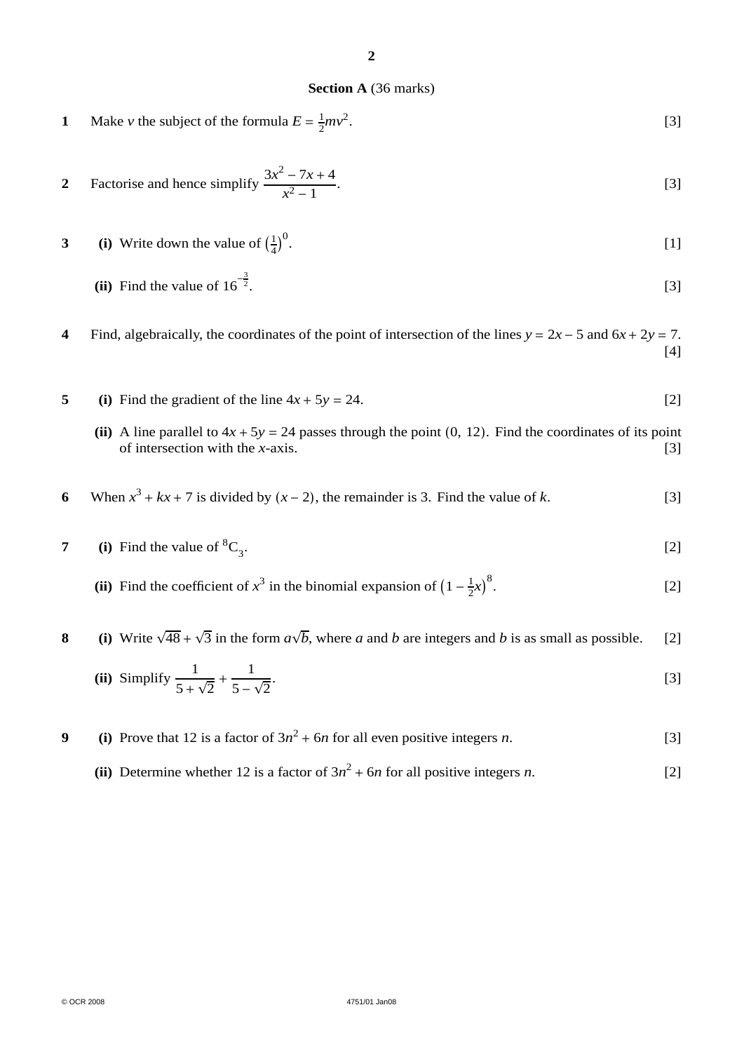## Section A (36 marks)

**1** Make $v$ the subject of the formula $E = \frac{1}{2}mv^2$. [3]

**2** Factorise and hence simplify $\dfrac{3x^2 - 7x + 4}{x^2 - 1}$. [3]

**3** **(i)** Write down the value of $\left(\frac{1}{4}\right)^0$. [1]

**(ii)** Find the value of $16^{-\frac{3}{2}}$. [3]

**4** Find, algebraically, the coordinates of the point of intersection of the lines $y = 2x - 5$ and $6x + 2y = 7$. [4]

**5** **(i)** Find the gradient of the line $4x + 5y = 24$. [2]

**(ii)** A line parallel to $4x + 5y = 24$ passes through the point $(0, 12)$. Find the coordinates of its point of intersection with the $x$-axis. [3]

**6** When $x^3 + kx + 7$ is divided by $(x - 2)$, the remainder is 3. Find the value of $k$. [3]

**7** **(i)** Find the value of ${}^8C_3$. [2]

**(ii)** Find the coefficient of $x^3$ in the binomial expansion of $\left(1 - \frac{1}{2}x\right)^8$. [2]

**8** **(i)** Write $\sqrt{48} + \sqrt{3}$ in the form $a\sqrt{b}$, where $a$ and $b$ are integers and $b$ is as small as possible. [2]

**(ii)** Simplify $\dfrac{1}{5 + \sqrt{2}} + \dfrac{1}{5 - \sqrt{2}}$. [3]

**9** **(i)** Prove that 12 is a factor of $3n^2 + 6n$ for all even positive integers $n$. [3]

**(ii)** Determine whether 12 is a factor of $3n^2 + 6n$ for all positive integers $n$. [2]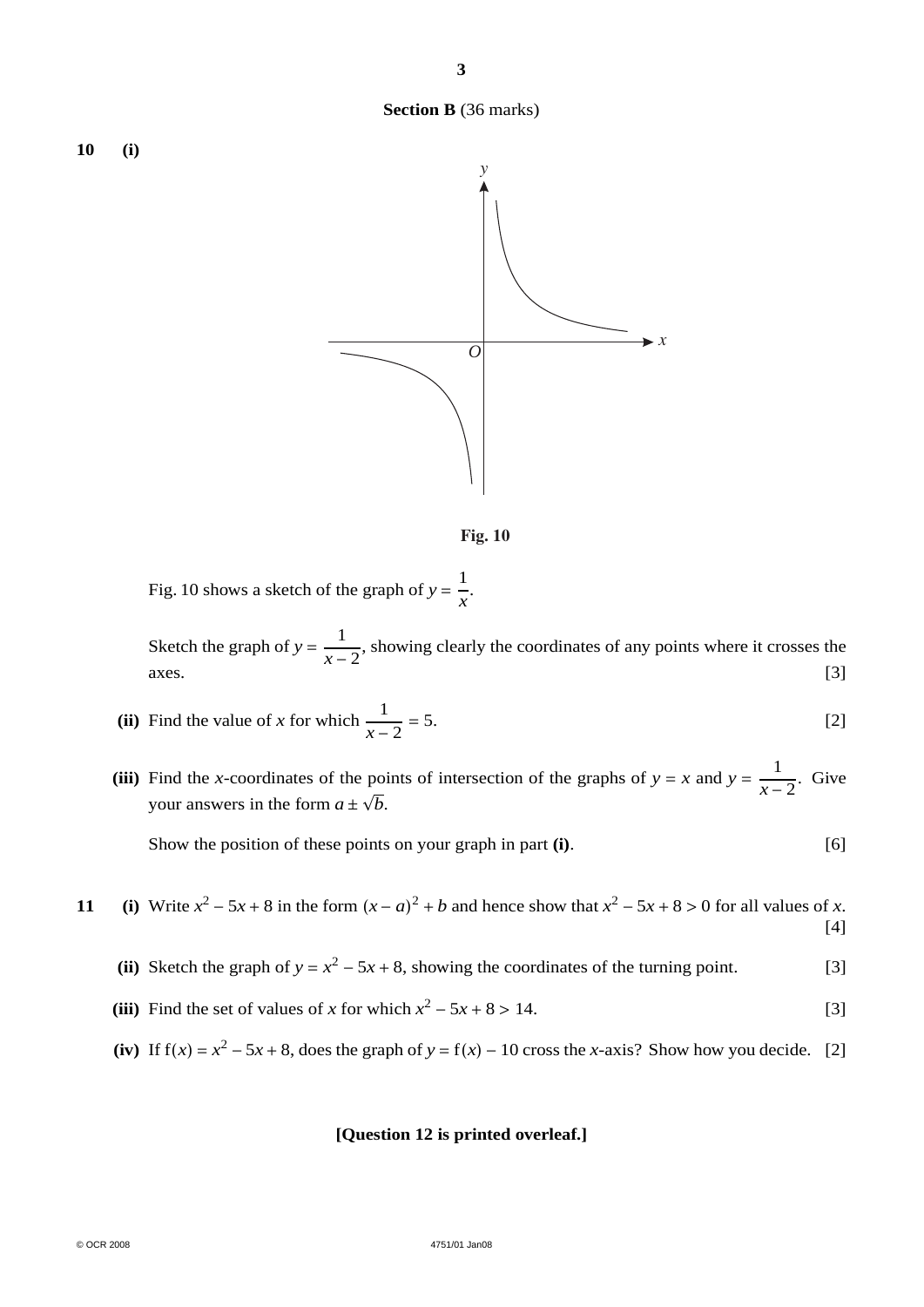## Section B (36 marks)

**10** **(i)**

**Fig. 10**

Fig. 10 shows a sketch of the graph of $y = \frac{1}{x}$.

Sketch the graph of $y = \frac{1}{x-2}$, showing clearly the coordinates of any points where it crosses the axes. [3]

**(ii)** Find the value of $x$ for which $\frac{1}{x-2} = 5$. [2]

**(iii)** Find the $x$-coordinates of the points of intersection of the graphs of $y = x$ and $y = \frac{1}{x-2}$. Give your answers in the form $a \pm \sqrt{b}$.

Show the position of these points on your graph in part **(i)**. [6]

**11** **(i)** Write $x^2 - 5x + 8$ in the form $(x - a)^2 + b$ and hence show that $x^2 - 5x + 8 > 0$ for all values of $x$. [4]

**(ii)** Sketch the graph of $y = x^2 - 5x + 8$, showing the coordinates of the turning point. [3]

**(iii)** Find the set of values of $x$ for which $x^2 - 5x + 8 > 14$. [3]

**(iv)** If $\mathrm{f}(x) = x^2 - 5x + 8$, does the graph of $y = \mathrm{f}(x) - 10$ cross the $x$-axis? Show how you decide. [2]

**[Question 12 is printed overleaf.]**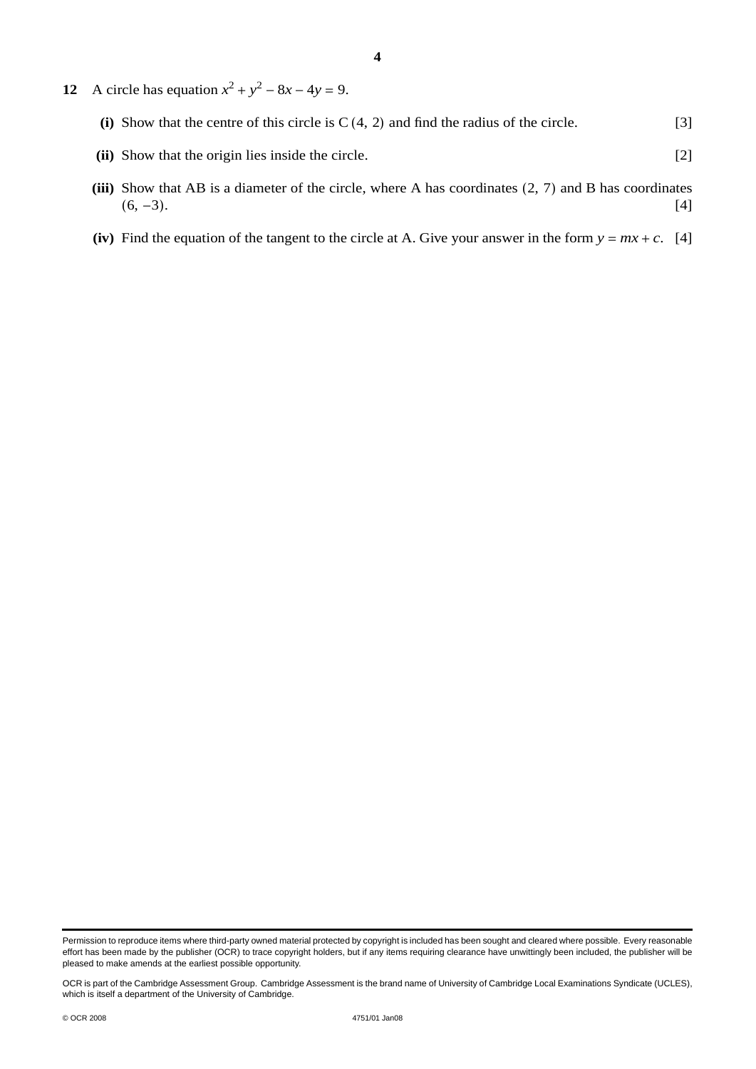**12** A circle has equation $x^2 + y^2 - 8x - 4y = 9$.

**(i)** Show that the centre of this circle is C $(4, 2)$ and find the radius of the circle. [3]

**(ii)** Show that the origin lies inside the circle. [2]

**(iii)** Show that AB is a diameter of the circle, where A has coordinates $(2, 7)$ and B has coordinates $(6, -3)$. [4]

**(iv)** Find the equation of the tangent to the circle at A. Give your answer in the form $y = mx + c$. [4]

Permission to reproduce items where third-party owned material protected by copyright is included has been sought and cleared where possible. Every reasonable effort has been made by the publisher (OCR) to trace copyright holders, but if any items requiring clearance have unwittingly been included, the publisher will be pleased to make amends at the earliest possible opportunity.

OCR is part of the Cambridge Assessment Group. Cambridge Assessment is the brand name of University of Cambridge Local Examinations Syndicate (UCLES), which is itself a department of the University of Cambridge.